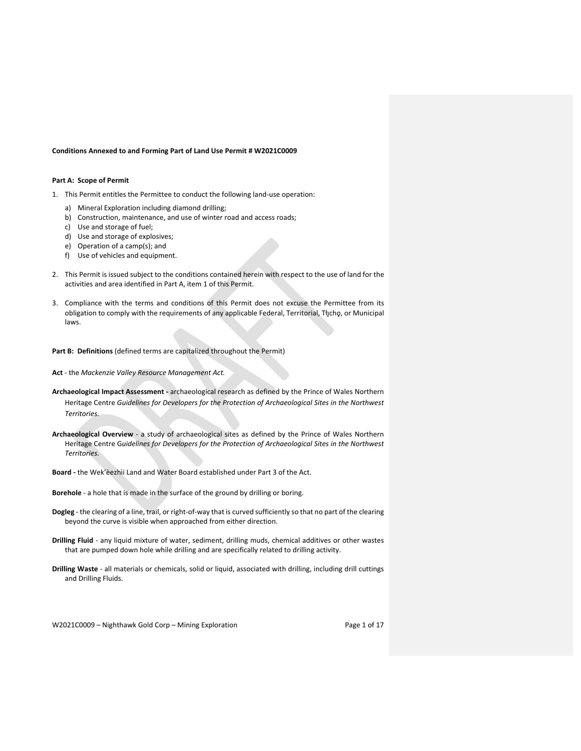**Conditions Annexed to and Forming Part of Land Use Permit # W2021C0009**

**Part A: Scope of Permit**

1. This Permit entitles the Permittee to conduct the following land-use operation:
   a) Mineral Exploration including diamond drilling;
   b) Construction, maintenance, and use of winter road and access roads;
   c) Use and storage of fuel;
   d) Use and storage of explosives;
   e) Operation of a camp(s); and
   f) Use of vehicles and equipment.

2. This Permit is issued subject to the conditions contained herein with respect to the use of land for the activities and area identified in Part A, item 1 of this Permit.

3. Compliance with the terms and conditions of this Permit does not excuse the Permittee from its obligation to comply with the requirements of any applicable Federal, Territorial, Tłı̨chǫ, or Municipal laws.

**Part B: Definitions** (defined terms are capitalized throughout the Permit)

**Act** - the *Mackenzie Valley Resource Management Act.*

**Archaeological Impact Assessment -** archaeological research as defined by the Prince of Wales Northern Heritage Centre *Guidelines for Developers for the Protection of Archaeological Sites in the Northwest Territories.*

**Archaeological Overview** - a study of archaeological sites as defined by the Prince of Wales Northern Heritage Centre G*uidelines for Developers for the Protection of Archaeological Sites in the Northwest Territories.*

**Board -** the Wek'èezhìi Land and Water Board established under Part 3 of the Act.

**Borehole** - a hole that is made in the surface of the ground by drilling or boring.

**Dogleg** - the clearing of a line, trail, or right-of-way that is curved sufficiently so that no part of the clearing beyond the curve is visible when approached from either direction.

**Drilling Fluid** - any liquid mixture of water, sediment, drilling muds, chemical additives or other wastes that are pumped down hole while drilling and are specifically related to drilling activity.

**Drilling Waste** - all materials or chemicals, solid or liquid, associated with drilling, including drill cuttings and Drilling Fluids.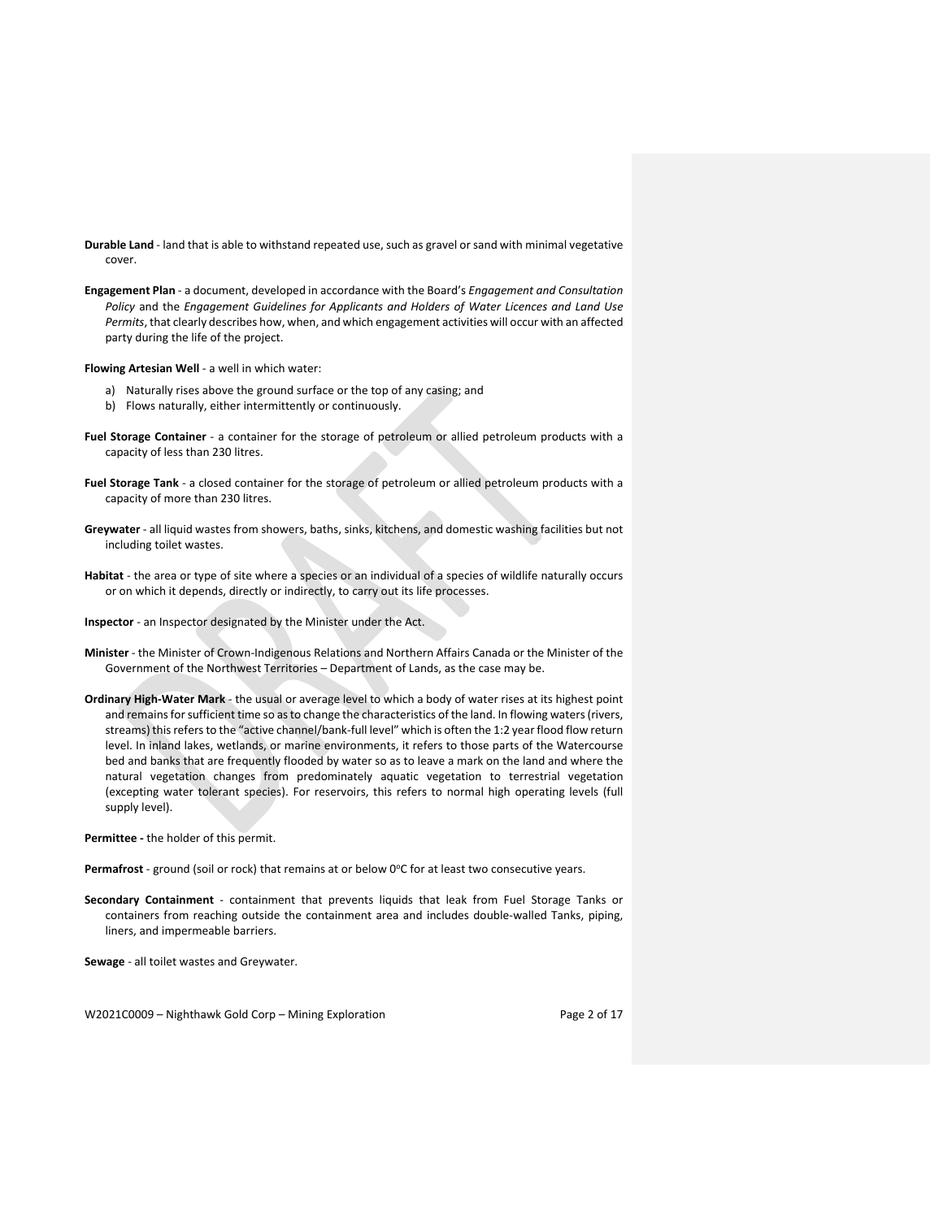**Durable Land** - land that is able to withstand repeated use, such as gravel or sand with minimal vegetative cover.

**Engagement Plan** - a document, developed in accordance with the Board's *Engagement and Consultation Policy* and the *Engagement Guidelines for Applicants and Holders of Water Licences and Land Use Permits*, that clearly describes how, when, and which engagement activities will occur with an affected party during the life of the project.

**Flowing Artesian Well** - a well in which water:

a) Naturally rises above the ground surface or the top of any casing; and
b) Flows naturally, either intermittently or continuously.

**Fuel Storage Container** - a container for the storage of petroleum or allied petroleum products with a capacity of less than 230 litres.

**Fuel Storage Tank** - a closed container for the storage of petroleum or allied petroleum products with a capacity of more than 230 litres.

**Greywater** - all liquid wastes from showers, baths, sinks, kitchens, and domestic washing facilities but not including toilet wastes.

**Habitat** - the area or type of site where a species or an individual of a species of wildlife naturally occurs or on which it depends, directly or indirectly, to carry out its life processes.

**Inspector** - an Inspector designated by the Minister under the Act.

**Minister** - the Minister of Crown-Indigenous Relations and Northern Affairs Canada or the Minister of the Government of the Northwest Territories – Department of Lands, as the case may be.

**Ordinary High-Water Mark** - the usual or average level to which a body of water rises at its highest point and remains for sufficient time so as to change the characteristics of the land. In flowing waters (rivers, streams) this refers to the "active channel/bank-full level" which is often the 1:2 year flood flow return level. In inland lakes, wetlands, or marine environments, it refers to those parts of the Watercourse bed and banks that are frequently flooded by water so as to leave a mark on the land and where the natural vegetation changes from predominately aquatic vegetation to terrestrial vegetation (excepting water tolerant species). For reservoirs, this refers to normal high operating levels (full supply level).

**Permittee -** the holder of this permit.

**Permafrost** - ground (soil or rock) that remains at or below 0°C for at least two consecutive years.

**Secondary Containment** - containment that prevents liquids that leak from Fuel Storage Tanks or containers from reaching outside the containment area and includes double-walled Tanks, piping, liners, and impermeable barriers.

**Sewage** - all toilet wastes and Greywater.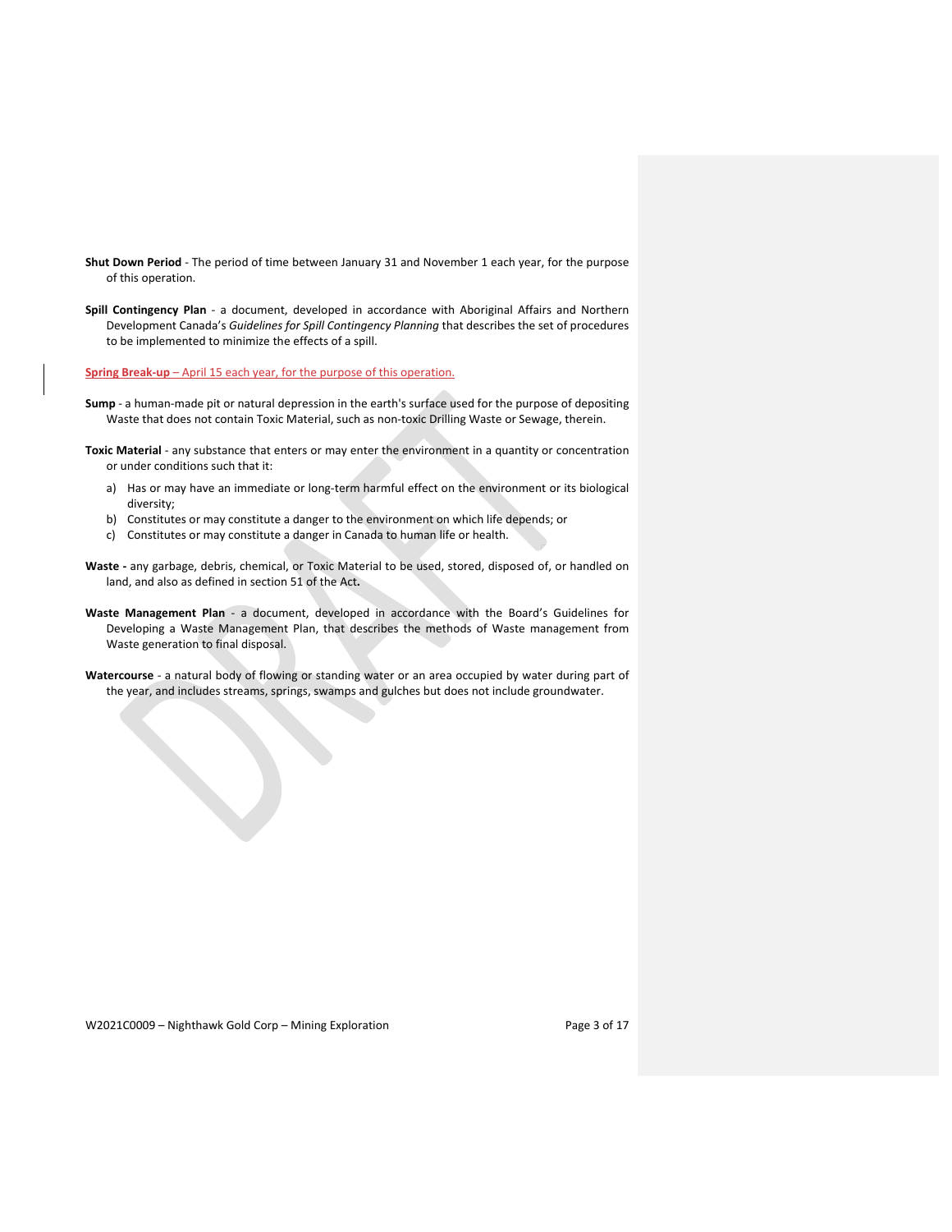**Shut Down Period** - The period of time between January 31 and November 1 each year, for the purpose of this operation.

**Spill Contingency Plan** - a document, developed in accordance with Aboriginal Affairs and Northern Development Canada's *Guidelines for Spill Contingency Planning* that describes the set of procedures to be implemented to minimize the effects of a spill.

**Spring Break-up** – April 15 each year, for the purpose of this operation.

**Sump** - a human-made pit or natural depression in the earth's surface used for the purpose of depositing Waste that does not contain Toxic Material, such as non-toxic Drilling Waste or Sewage, therein.

**Toxic Material** - any substance that enters or may enter the environment in a quantity or concentration or under conditions such that it:

a) Has or may have an immediate or long-term harmful effect on the environment or its biological diversity;
b) Constitutes or may constitute a danger to the environment on which life depends; or
c) Constitutes or may constitute a danger in Canada to human life or health.

**Waste -** any garbage, debris, chemical, or Toxic Material to be used, stored, disposed of, or handled on land, and also as defined in section 51 of the Act.

**Waste Management Plan** - a document, developed in accordance with the Board's Guidelines for Developing a Waste Management Plan, that describes the methods of Waste management from Waste generation to final disposal.

**Watercourse** - a natural body of flowing or standing water or an area occupied by water during part of the year, and includes streams, springs, swamps and gulches but does not include groundwater.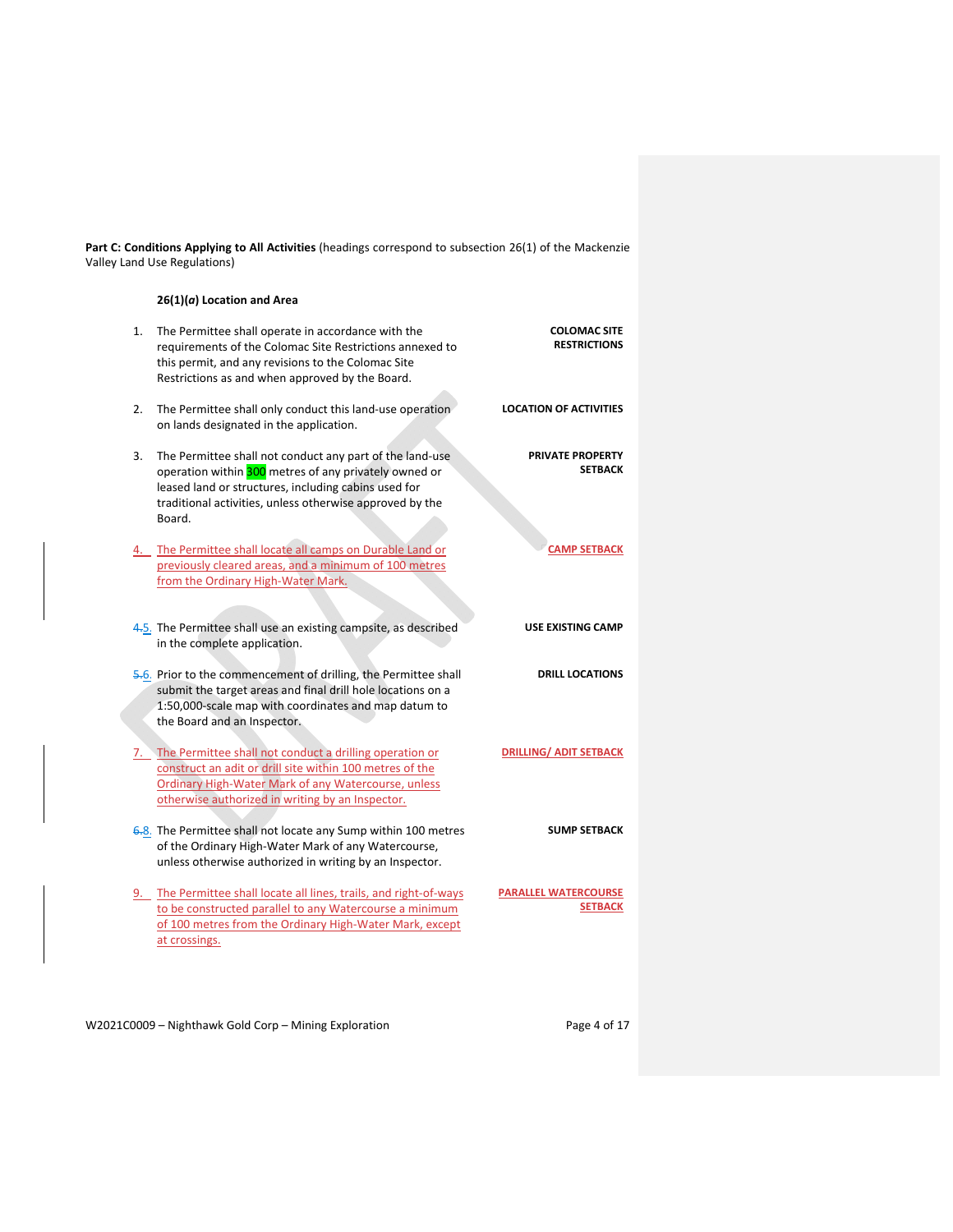**Part C: Conditions Applying to All Activities** (headings correspond to subsection 26(1) of the Mackenzie Valley Land Use Regulations)

**26(1)(*a*) Location and Area**

1. The Permittee shall operate in accordance with the requirements of the Colomac Site Restrictions annexed to this permit, and any revisions to the Colomac Site Restrictions as and when approved by the Board. **COLOMAC SITE RESTRICTIONS**

2. The Permittee shall only conduct this land-use operation on lands designated in the application. **LOCATION OF ACTIVITIES**

3. The Permittee shall not conduct any part of the land-use operation within 300 metres of any privately owned or leased land or structures, including cabins used for traditional activities, unless otherwise approved by the Board. **PRIVATE PROPERTY SETBACK**

4. The Permittee shall locate all camps on Durable Land or previously cleared areas, and a minimum of 100 metres from the Ordinary High-Water Mark. **CAMP SETBACK**

5. The Permittee shall use an existing campsite, as described in the complete application. **USE EXISTING CAMP**

6. Prior to the commencement of drilling, the Permittee shall submit the target areas and final drill hole locations on a 1:50,000-scale map with coordinates and map datum to the Board and an Inspector. **DRILL LOCATIONS**

7. The Permittee shall not conduct a drilling operation or construct an adit or drill site within 100 metres of the Ordinary High-Water Mark of any Watercourse, unless otherwise authorized in writing by an Inspector. **DRILLING/ ADIT SETBACK**

8. The Permittee shall not locate any Sump within 100 metres of the Ordinary High-Water Mark of any Watercourse, unless otherwise authorized in writing by an Inspector. **SUMP SETBACK**

9. The Permittee shall locate all lines, trails, and right-of-ways to be constructed parallel to any Watercourse a minimum of 100 metres from the Ordinary High-Water Mark, except at crossings. **PARALLEL WATERCOURSE SETBACK**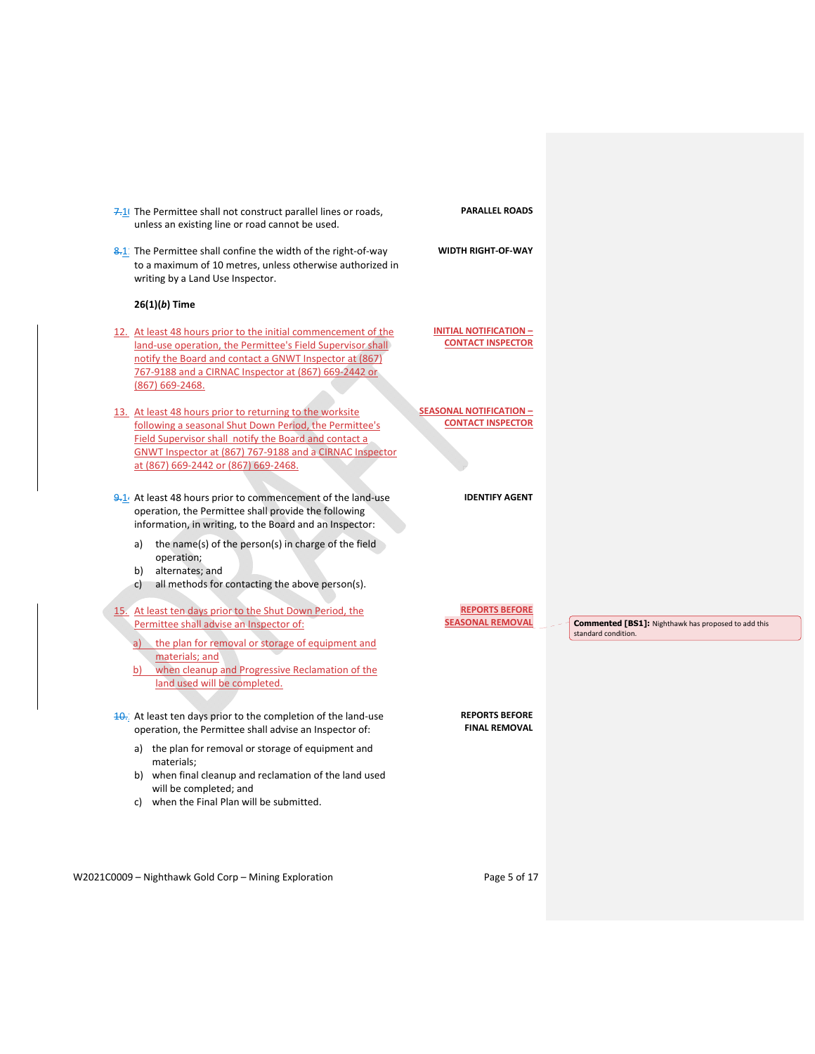7.10 The Permittee shall not construct parallel lines or roads, unless an existing line or road cannot be used. **PARALLEL ROADS**

8.11 The Permittee shall confine the width of the right-of-way to a maximum of 10 metres, unless otherwise authorized in writing by a Land Use Inspector. **WIDTH RIGHT-OF-WAY**

**26(1)(*b*) Time**

12. At least 48 hours prior to the initial commencement of the land-use operation, the Permittee's Field Supervisor shall notify the Board and contact a GNWT Inspector at (867) 767-9188 and a CIRNAC Inspector at (867) 669-2442 or (867) 669-2468. **INITIAL NOTIFICATION – CONTACT INSPECTOR**

13. At least 48 hours prior to returning to the worksite following a seasonal Shut Down Period, the Permittee's Field Supervisor shall notify the Board and contact a GNWT Inspector at (867) 767-9188 and a CIRNAC Inspector at (867) 669-2442 or (867) 669-2468. **SEASONAL NOTIFICATION – CONTACT INSPECTOR**

9.14 At least 48 hours prior to commencement of the land-use operation, the Permittee shall provide the following information, in writing, to the Board and an Inspector: **IDENTIFY AGENT**

a) the name(s) of the person(s) in charge of the field operation;
b) alternates; and
c) all methods for contacting the above person(s).

15. At least ten days prior to the Shut Down Period, the Permittee shall advise an Inspector of: **REPORTS BEFORE SEASONAL REMOVAL**

a) the plan for removal or storage of equipment and materials; and
b) when cleanup and Progressive Reclamation of the land used will be completed.

**Commented [BS1]:** Nighthawk has proposed to add this standard condition.

10. At least ten days prior to the completion of the land-use operation, the Permittee shall advise an Inspector of: **REPORTS BEFORE FINAL REMOVAL**

a) the plan for removal or storage of equipment and materials;
b) when final cleanup and reclamation of the land used will be completed; and
c) when the Final Plan will be submitted.

W2021C0009 – Nighthawk Gold Corp – Mining Exploration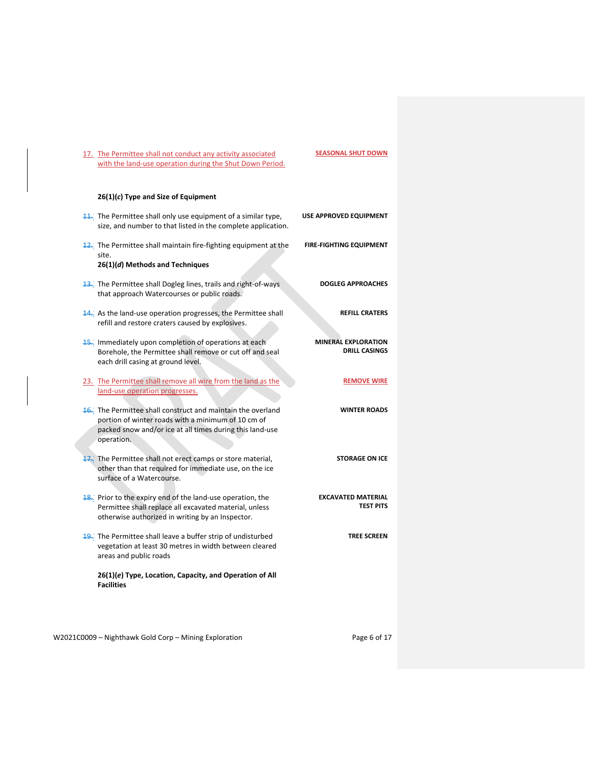17. The Permittee shall not conduct any activity associated with the land-use operation during the Shut Down Period. **SEASONAL SHUT DOWN**

**26(1)(*c*) Type and Size of Equipment**

11. The Permittee shall only use equipment of a similar type, size, and number to that listed in the complete application. **USE APPROVED EQUIPMENT**

12. The Permittee shall maintain fire-fighting equipment at the site. **FIRE-FIGHTING EQUIPMENT**

**26(1)(*d*) Methods and Techniques**

13. The Permittee shall Dogleg lines, trails and right-of-ways that approach Watercourses or public roads. **DOGLEG APPROACHES**

14. As the land-use operation progresses, the Permittee shall refill and restore craters caused by explosives. **REFILL CRATERS**

15. Immediately upon completion of operations at each Borehole, the Permittee shall remove or cut off and seal each drill casing at ground level. **MINERAL EXPLORATION DRILL CASINGS**

23. The Permittee shall remove all wire from the land as the land-use operation progresses. **REMOVE WIRE**

16. The Permittee shall construct and maintain the overland portion of winter roads with a minimum of 10 cm of packed snow and/or ice at all times during this land-use operation. **WINTER ROADS**

17. The Permittee shall not erect camps or store material, other than that required for immediate use, on the ice surface of a Watercourse. **STORAGE ON ICE**

18. Prior to the expiry end of the land-use operation, the Permittee shall replace all excavated material, unless otherwise authorized in writing by an Inspector. **EXCAVATED MATERIAL TEST PITS**

19. The Permittee shall leave a buffer strip of undisturbed vegetation at least 30 metres in width between cleared areas and public roads **TREE SCREEN**

**26(1)(*e*) Type, Location, Capacity, and Operation of All Facilities**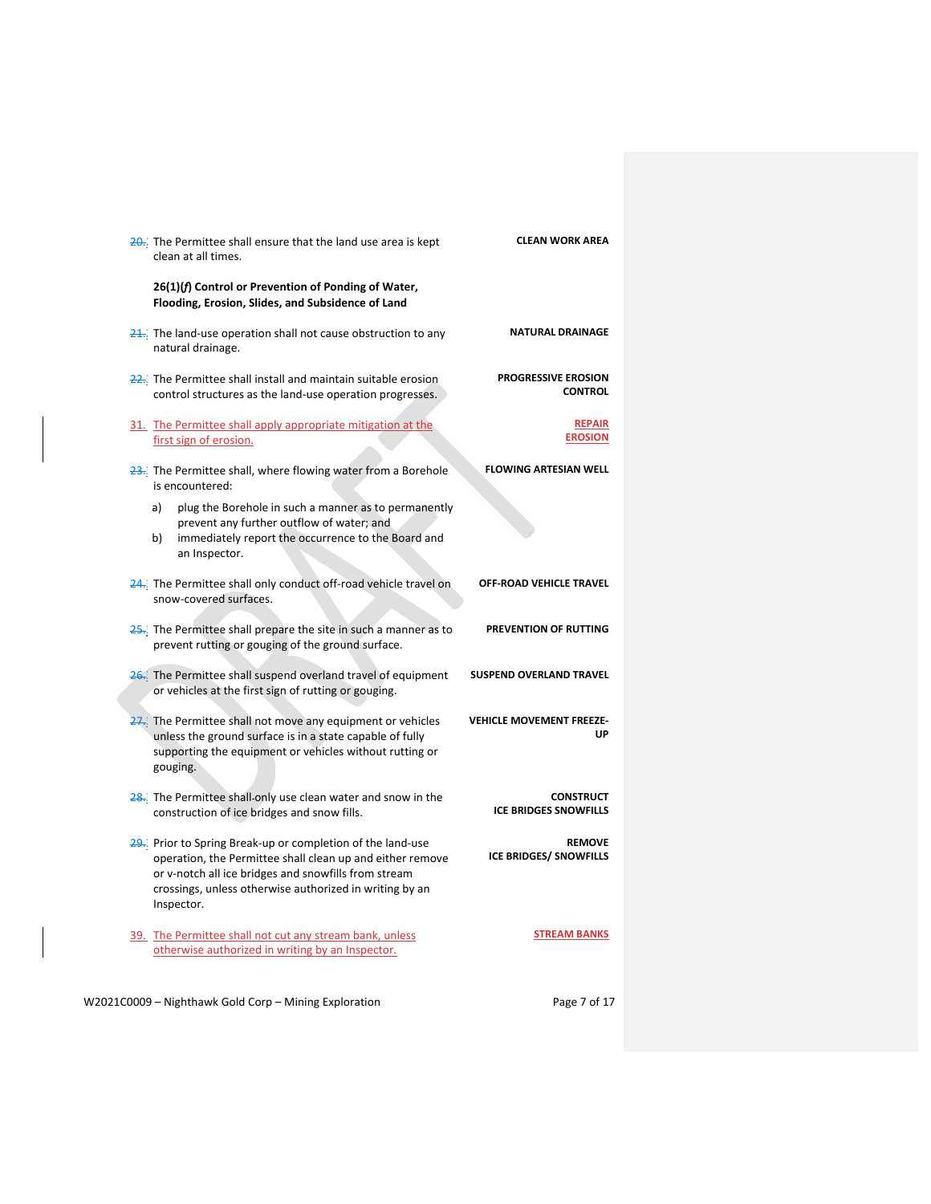20. The Permittee shall ensure that the land use area is kept clean at all times. **CLEAN WORK AREA**

**26(1)(*f*) Control or Prevention of Ponding of Water, Flooding, Erosion, Slides, and Subsidence of Land**

21. The land-use operation shall not cause obstruction to any natural drainage. **NATURAL DRAINAGE**

22. The Permittee shall install and maintain suitable erosion control structures as the land-use operation progresses. **PROGRESSIVE EROSION CONTROL**

31. The Permittee shall apply appropriate mitigation at the first sign of erosion. **REPAIR EROSION**

23. The Permittee shall, where flowing water from a Borehole is encountered: **FLOWING ARTESIAN WELL**

a) plug the Borehole in such a manner as to permanently prevent any further outflow of water; and
b) immediately report the occurrence to the Board and an Inspector.

24. The Permittee shall only conduct off-road vehicle travel on snow-covered surfaces. **OFF-ROAD VEHICLE TRAVEL**

25. The Permittee shall prepare the site in such a manner as to prevent rutting or gouging of the ground surface. **PREVENTION OF RUTTING**

26. The Permittee shall suspend overland travel of equipment or vehicles at the first sign of rutting or gouging. **SUSPEND OVERLAND TRAVEL**

27. The Permittee shall not move any equipment or vehicles unless the ground surface is in a state capable of fully supporting the equipment or vehicles without rutting or gouging. **VEHICLE MOVEMENT FREEZE-UP**

28. The Permittee shall only use clean water and snow in the construction of ice bridges and snow fills. **CONSTRUCT ICE BRIDGES SNOWFILLS**

29. Prior to Spring Break-up or completion of the land-use operation, the Permittee shall clean up and either remove or v-notch all ice bridges and snowfills from stream crossings, unless otherwise authorized in writing by an Inspector. **REMOVE ICE BRIDGES/ SNOWFILLS**

39. The Permittee shall not cut any stream bank, unless otherwise authorized in writing by an Inspector. **STREAM BANKS**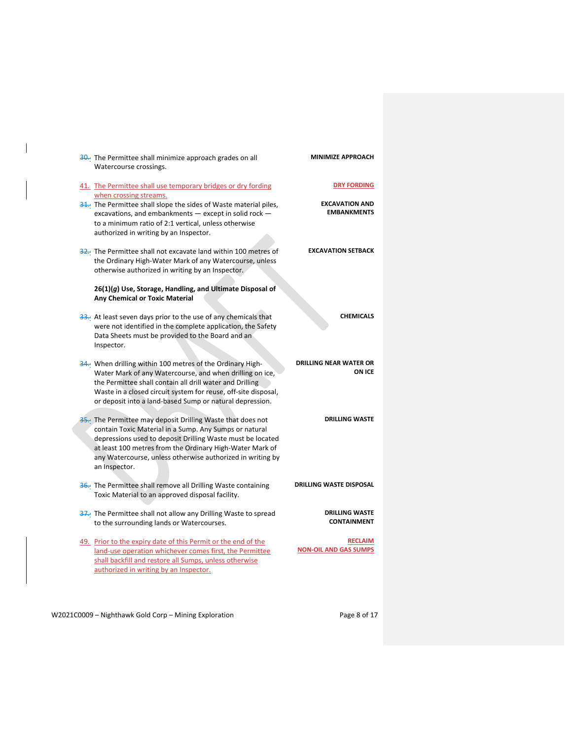30. The Permittee shall minimize approach grades on all Watercourse crossings. **MINIMIZE APPROACH**

41. The Permittee shall use temporary bridges or dry fording when crossing streams. **DRY FORDING**

31. The Permittee shall slope the sides of Waste material piles, excavations, and embankments — except in solid rock — to a minimum ratio of 2:1 vertical, unless otherwise authorized in writing by an Inspector. **EXCAVATION AND EMBANKMENTS**

32. The Permittee shall not excavate land within 100 metres of the Ordinary High-Water Mark of any Watercourse, unless otherwise authorized in writing by an Inspector. **EXCAVATION SETBACK**

**26(1)(*g*) Use, Storage, Handling, and Ultimate Disposal of Any Chemical or Toxic Material**

33. At least seven days prior to the use of any chemicals that were not identified in the complete application, the Safety Data Sheets must be provided to the Board and an Inspector. **CHEMICALS**

34. When drilling within 100 metres of the Ordinary High-Water Mark of any Watercourse, and when drilling on ice, the Permittee shall contain all drill water and Drilling Waste in a closed circuit system for reuse, off-site disposal, or deposit into a land-based Sump or natural depression. **DRILLING NEAR WATER OR ON ICE**

35. The Permittee may deposit Drilling Waste that does not contain Toxic Material in a Sump. Any Sumps or natural depressions used to deposit Drilling Waste must be located at least 100 metres from the Ordinary High-Water Mark of any Watercourse, unless otherwise authorized in writing by an Inspector. **DRILLING WASTE**

36. The Permittee shall remove all Drilling Waste containing Toxic Material to an approved disposal facility. **DRILLING WASTE DISPOSAL**

37. The Permittee shall not allow any Drilling Waste to spread to the surrounding lands or Watercourses. **DRILLING WASTE CONTAINMENT**

49. Prior to the expiry date of this Permit or the end of the land-use operation whichever comes first, the Permittee shall backfill and restore all Sumps, unless otherwise authorized in writing by an Inspector. **RECLAIM NON-OIL AND GAS SUMPS**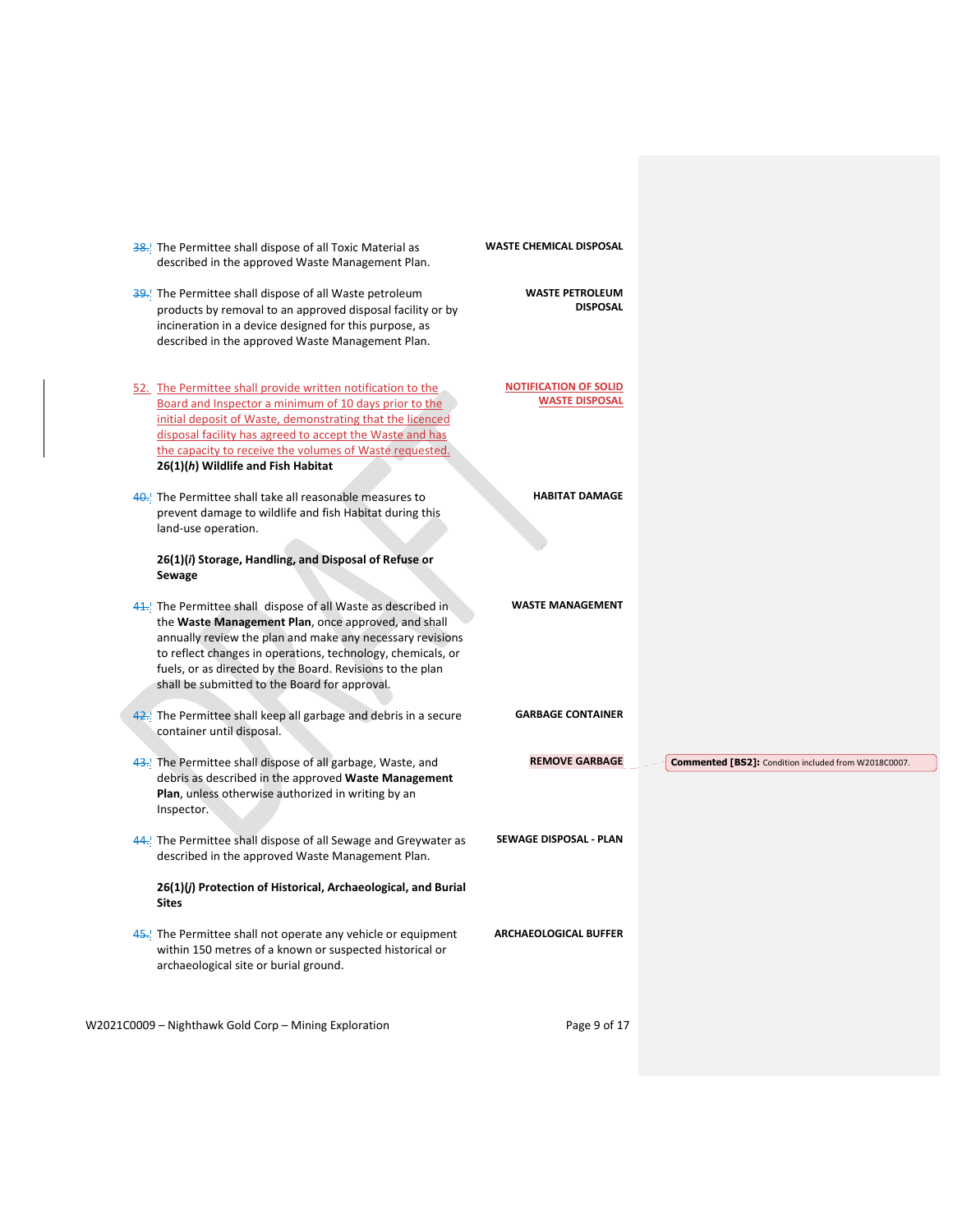38. The Permittee shall dispose of all Toxic Material as described in the approved Waste Management Plan. **WASTE CHEMICAL DISPOSAL**

39. The Permittee shall dispose of all Waste petroleum products by removal to an approved disposal facility or by incineration in a device designed for this purpose, as described in the approved Waste Management Plan. **WASTE PETROLEUM DISPOSAL**

52. The Permittee shall provide written notification to the Board and Inspector a minimum of 10 days prior to the initial deposit of Waste, demonstrating that the licenced disposal facility has agreed to accept the Waste and has the capacity to receive the volumes of Waste requested. **NOTIFICATION OF SOLID WASTE DISPOSAL**

**26(1)(*h*) Wildlife and Fish Habitat**

40. The Permittee shall take all reasonable measures to prevent damage to wildlife and fish Habitat during this land-use operation. **HABITAT DAMAGE**

**26(1)(*i*) Storage, Handling, and Disposal of Refuse or Sewage**

41. The Permittee shall dispose of all Waste as described in the **Waste Management Plan**, once approved, and shall annually review the plan and make any necessary revisions to reflect changes in operations, technology, chemicals, or fuels, or as directed by the Board. Revisions to the plan shall be submitted to the Board for approval. **WASTE MANAGEMENT**

42. The Permittee shall keep all garbage and debris in a secure container until disposal. **GARBAGE CONTAINER**

43. The Permittee shall dispose of all garbage, Waste, and debris as described in the approved **Waste Management Plan**, unless otherwise authorized in writing by an Inspector. **REMOVE GARBAGE**

> **Commented [BS2]:** Condition included from W2018C0007.

44. The Permittee shall dispose of all Sewage and Greywater as described in the approved Waste Management Plan. **SEWAGE DISPOSAL - PLAN**

**26(1)(*j*) Protection of Historical, Archaeological, and Burial Sites**

45. The Permittee shall not operate any vehicle or equipment within 150 metres of a known or suspected historical or archaeological site or burial ground. **ARCHAEOLOGICAL BUFFER**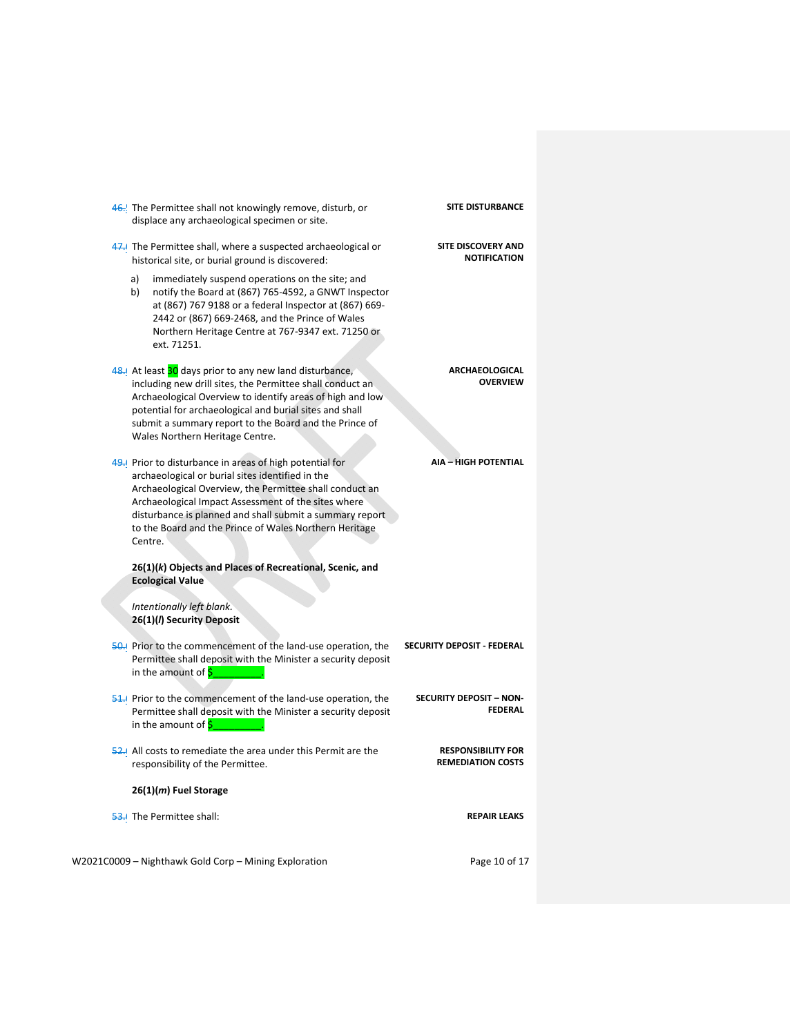46. The Permittee shall not knowingly remove, disturb, or displace any archaeological specimen or site. **SITE DISTURBANCE**

47. The Permittee shall, where a suspected archaeological or historical site, or burial ground is discovered: **SITE DISCOVERY AND NOTIFICATION**

   a) immediately suspend operations on the site; and
   b) notify the Board at (867) 765-4592, a GNWT Inspector at (867) 767 9188 or a federal Inspector at (867) 669-2442 or (867) 669-2468, and the Prince of Wales Northern Heritage Centre at 767-9347 ext. 71250 or ext. 71251.

48. At least 30 days prior to any new land disturbance, including new drill sites, the Permittee shall conduct an Archaeological Overview to identify areas of high and low potential for archaeological and burial sites and shall submit a summary report to the Board and the Prince of Wales Northern Heritage Centre. **ARCHAEOLOGICAL OVERVIEW**

49. Prior to disturbance in areas of high potential for archaeological or burial sites identified in the Archaeological Overview, the Permittee shall conduct an Archaeological Impact Assessment of the sites where disturbance is planned and shall submit a summary report to the Board and the Prince of Wales Northern Heritage Centre. **AIA – HIGH POTENTIAL**

**26(1)(*k*) Objects and Places of Recreational, Scenic, and Ecological Value**

*Intentionally left blank.*

**26(1)(*l*) Security Deposit**

50. Prior to the commencement of the land-use operation, the Permittee shall deposit with the Minister a security deposit in the amount of $_________. **SECURITY DEPOSIT - FEDERAL**

51. Prior to the commencement of the land-use operation, the Permittee shall deposit with the Minister a security deposit in the amount of $_________. **SECURITY DEPOSIT – NON-FEDERAL**

52. All costs to remediate the area under this Permit are the responsibility of the Permittee. **RESPONSIBILITY FOR REMEDIATION COSTS**

**26(1)(*m*) Fuel Storage**

53. The Permittee shall: **REPAIR LEAKS**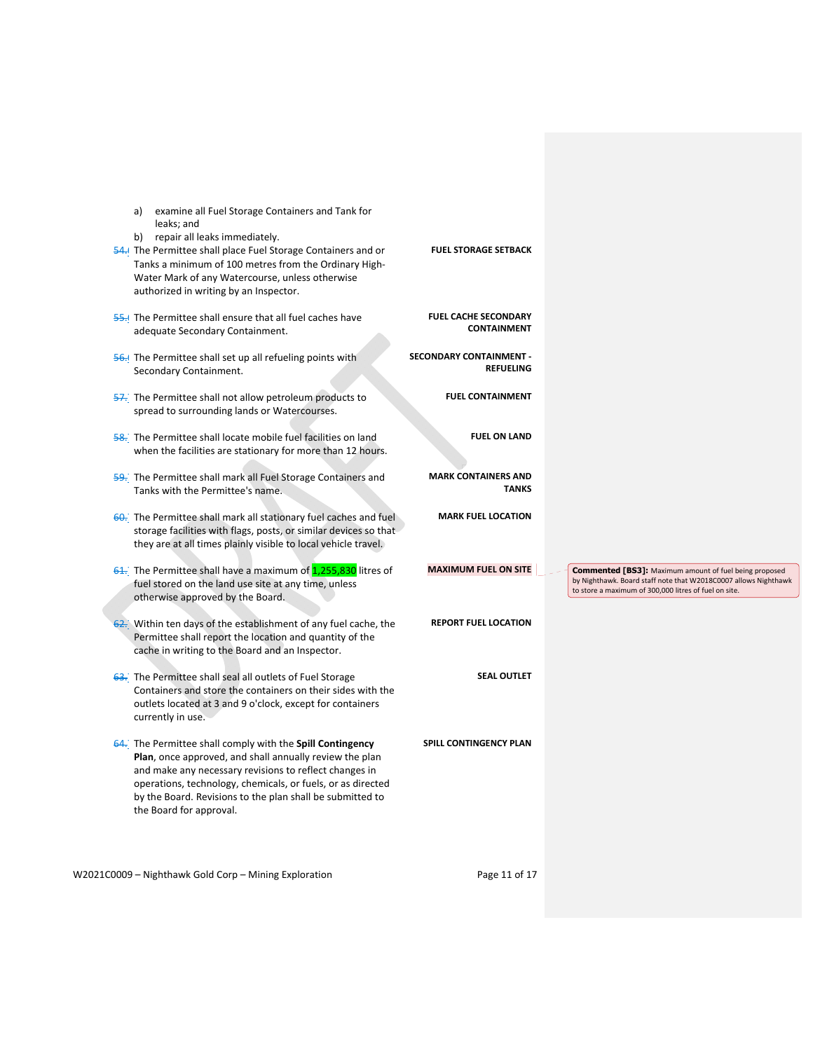a) examine all Fuel Storage Containers and Tank for leaks; and
b) repair all leaks immediately.

54. The Permittee shall place Fuel Storage Containers and or Tanks a minimum of 100 metres from the Ordinary High-Water Mark of any Watercourse, unless otherwise authorized in writing by an Inspector. — **FUEL STORAGE SETBACK**

55. The Permittee shall ensure that all fuel caches have adequate Secondary Containment. — **FUEL CACHE SECONDARY CONTAINMENT**

56. The Permittee shall set up all refueling points with Secondary Containment. — **SECONDARY CONTAINMENT - REFUELING**

57. The Permittee shall not allow petroleum products to spread to surrounding lands or Watercourses. — **FUEL CONTAINMENT**

58. The Permittee shall locate mobile fuel facilities on land when the facilities are stationary for more than 12 hours. — **FUEL ON LAND**

59. The Permittee shall mark all Fuel Storage Containers and Tanks with the Permittee's name. — **MARK CONTAINERS AND TANKS**

60. The Permittee shall mark all stationary fuel caches and fuel storage facilities with flags, posts, or similar devices so that they are at all times plainly visible to local vehicle travel. — **MARK FUEL LOCATION**

61. The Permittee shall have a maximum of 1,255,830 litres of fuel stored on the land use site at any time, unless otherwise approved by the Board. — **MAXIMUM FUEL ON SITE**

> **Commented [BS3]:** Maximum amount of fuel being proposed by Nighthawk. Board staff note that W2018C0007 allows Nighthawk to store a maximum of 300,000 litres of fuel on site.

62. Within ten days of the establishment of any fuel cache, the Permittee shall report the location and quantity of the cache in writing to the Board and an Inspector. — **REPORT FUEL LOCATION**

63. The Permittee shall seal all outlets of Fuel Storage Containers and store the containers on their sides with the outlets located at 3 and 9 o'clock, except for containers currently in use. — **SEAL OUTLET**

64. The Permittee shall comply with the **Spill Contingency Plan**, once approved, and shall annually review the plan and make any necessary revisions to reflect changes in operations, technology, chemicals, or fuels, or as directed by the Board. Revisions to the plan shall be submitted to the Board for approval. — **SPILL CONTINGENCY PLAN**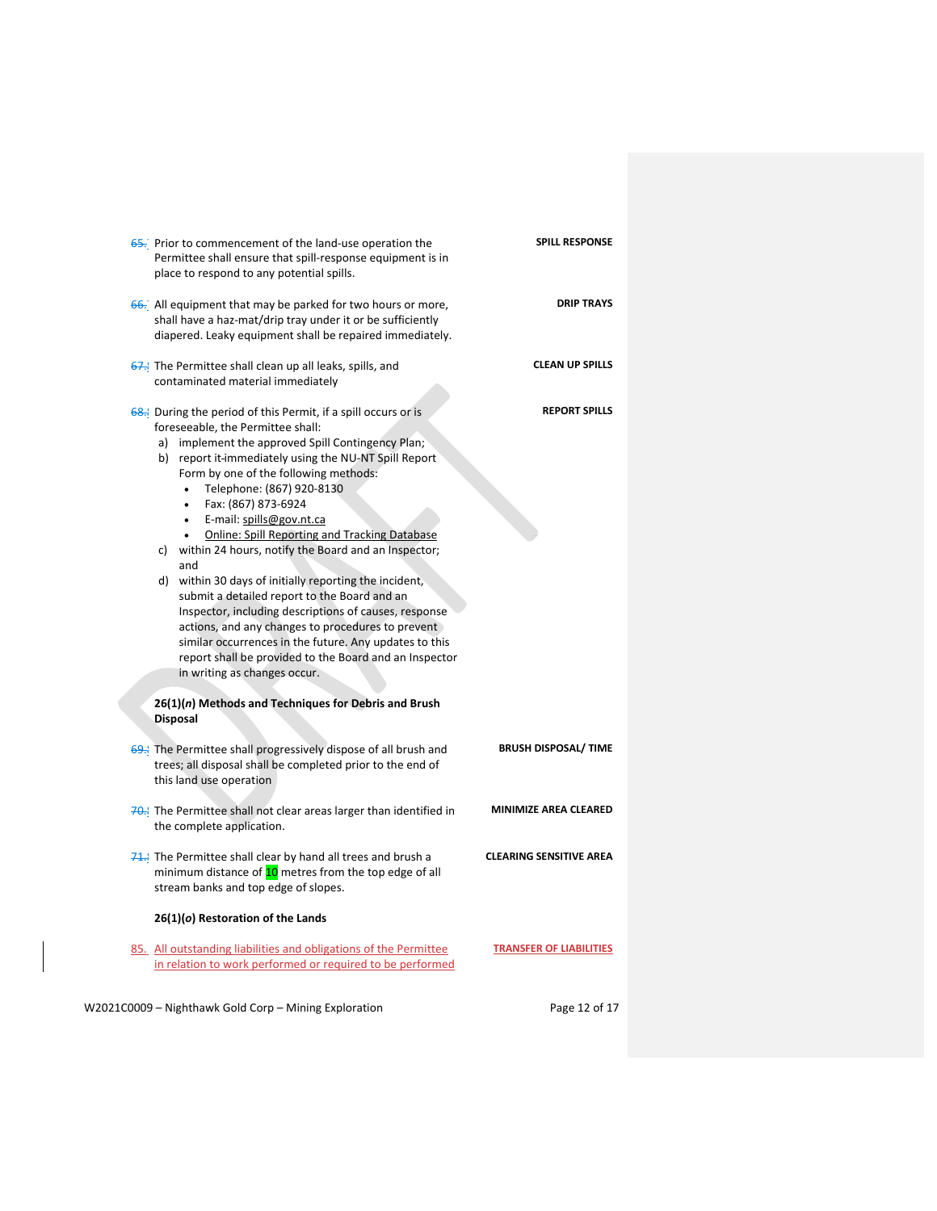65. Prior to commencement of the land-use operation the Permittee shall ensure that spill-response equipment is in place to respond to any potential spills. **SPILL RESPONSE**

66. All equipment that may be parked for two hours or more, shall have a haz-mat/drip tray under it or be sufficiently diapered. Leaky equipment shall be repaired immediately. **DRIP TRAYS**

67. The Permittee shall clean up all leaks, spills, and contaminated material immediately **CLEAN UP SPILLS**

68. During the period of this Permit, if a spill occurs or is foreseeable, the Permittee shall: **REPORT SPILLS**
   a) implement the approved Spill Contingency Plan;
   b) report it immediately using the NU-NT Spill Report Form by one of the following methods:
      - Telephone: (867) 920-8130
      - Fax: (867) 873-6924
      - E-mail: spills@gov.nt.ca
      - Online: Spill Reporting and Tracking Database
   c) within 24 hours, notify the Board and an Inspector; and
   d) within 30 days of initially reporting the incident, submit a detailed report to the Board and an Inspector, including descriptions of causes, response actions, and any changes to procedures to prevent similar occurrences in the future. Any updates to this report shall be provided to the Board and an Inspector in writing as changes occur.

**26(1)(*n*) Methods and Techniques for Debris and Brush Disposal**

69. The Permittee shall progressively dispose of all brush and trees; all disposal shall be completed prior to the end of this land use operation **BRUSH DISPOSAL/ TIME**

70. The Permittee shall not clear areas larger than identified in the complete application. **MINIMIZE AREA CLEARED**

71. The Permittee shall clear by hand all trees and brush a minimum distance of 10 metres from the top edge of all stream banks and top edge of slopes. **CLEARING SENSITIVE AREA**

**26(1)(*o*) Restoration of the Lands**

85. All outstanding liabilities and obligations of the Permittee in relation to work performed or required to be performed **TRANSFER OF LIABILITIES**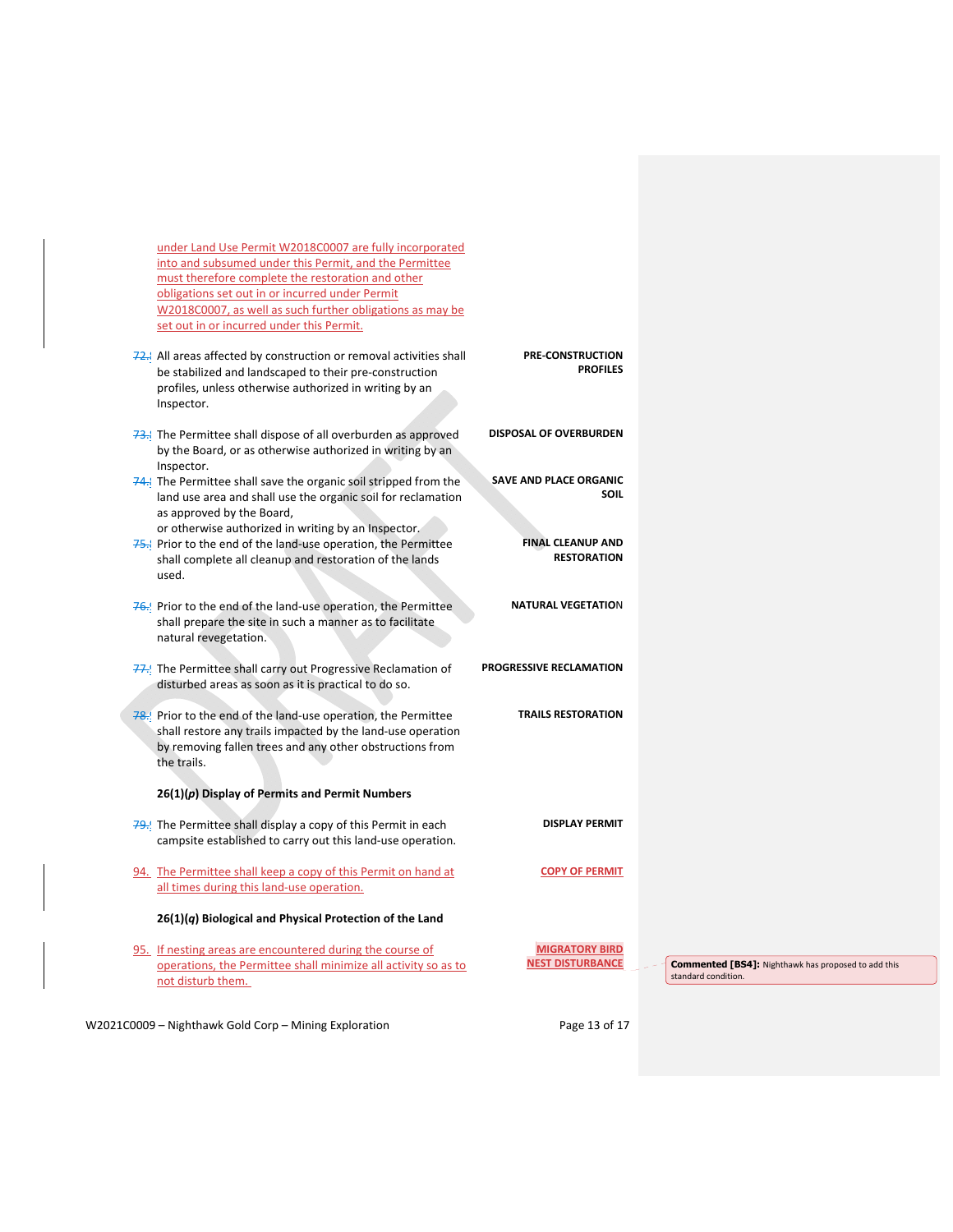under Land Use Permit W2018C0007 are fully incorporated into and subsumed under this Permit, and the Permittee must therefore complete the restoration and other obligations set out in or incurred under Permit W2018C0007, as well as such further obligations as may be set out in or incurred under this Permit.

| | | |
|---|---|---|
| 72. | All areas affected by construction or removal activities shall be stabilized and landscaped to their pre-construction profiles, unless otherwise authorized in writing by an Inspector. | **PRE-CONSTRUCTION PROFILES** |
| 73. | The Permittee shall dispose of all overburden as approved by the Board, or as otherwise authorized in writing by an Inspector. | **DISPOSAL OF OVERBURDEN** |
| 74. | The Permittee shall save the organic soil stripped from the land use area and shall use the organic soil for reclamation as approved by the Board, or otherwise authorized in writing by an Inspector. | **SAVE AND PLACE ORGANIC SOIL** |
| 75. | Prior to the end of the land-use operation, the Permittee shall complete all cleanup and restoration of the lands used. | **FINAL CLEANUP AND RESTORATION** |
| 76. | Prior to the end of the land-use operation, the Permittee shall prepare the site in such a manner as to facilitate natural revegetation. | **NATURAL VEGETATION** |
| 77. | The Permittee shall carry out Progressive Reclamation of disturbed areas as soon as it is practical to do so. | **PROGRESSIVE RECLAMATION** |
| 78. | Prior to the end of the land-use operation, the Permittee shall restore any trails impacted by the land-use operation by removing fallen trees and any other obstructions from the trails. | **TRAILS RESTORATION** |

**26(1)(*p*) Display of Permits and Permit Numbers**

| | | |
|---|---|---|
| 79. | The Permittee shall display a copy of this Permit in each campsite established to carry out this land-use operation. | **DISPLAY PERMIT** |
| 94. | The Permittee shall keep a copy of this Permit on hand at all times during this land-use operation. | **COPY OF PERMIT** |

**26(1)(*q*) Biological and Physical Protection of the Land**

| | | |
|---|---|---|
| 95. | If nesting areas are encountered during the course of operations, the Permittee shall minimize all activity so as to not disturb them. | **MIGRATORY BIRD NEST DISTURBANCE** |

**Commented [BS4]:** Nighthawk has proposed to add this standard condition.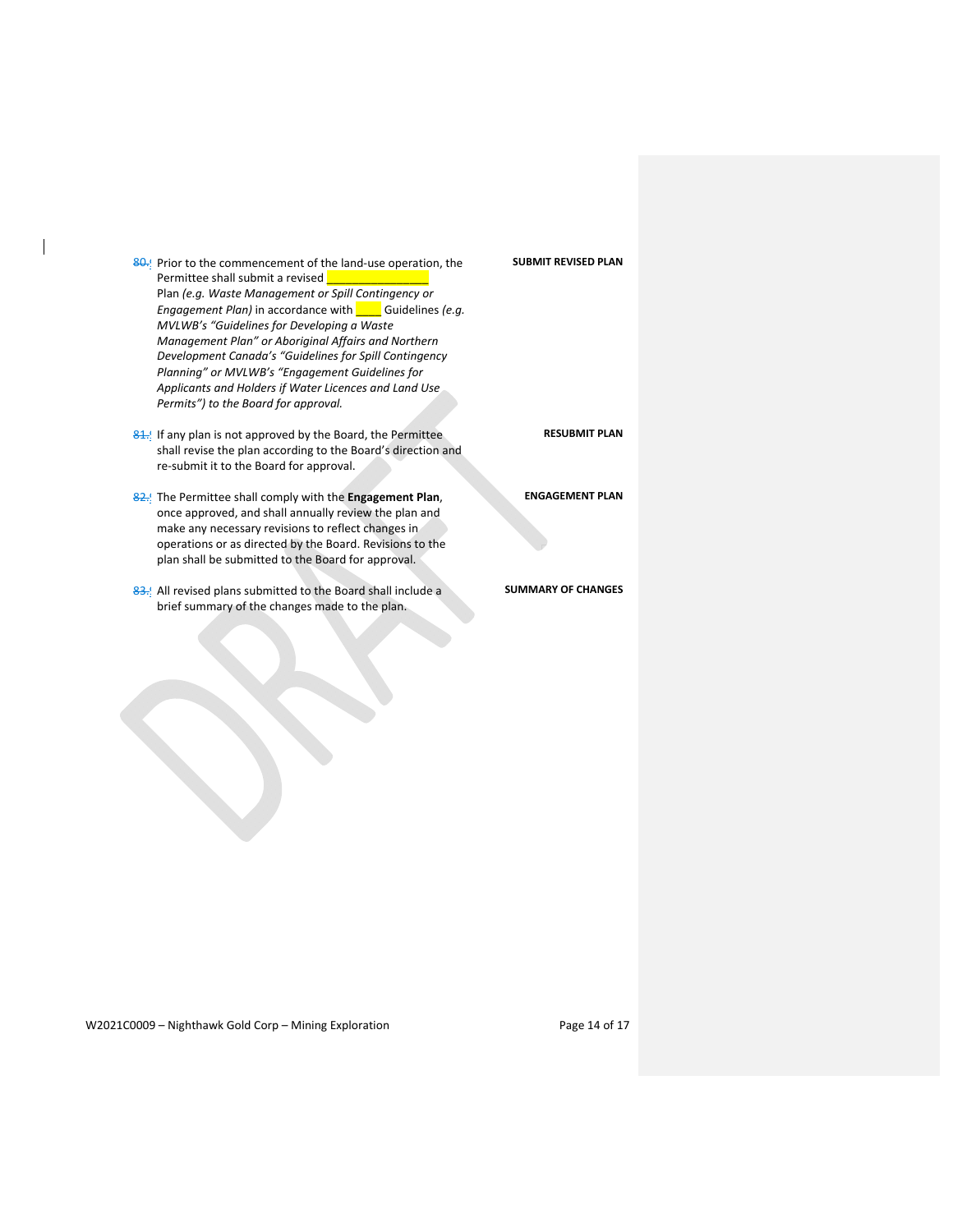80. Prior to the commencement of the land-use operation, the Permittee shall submit a revised ________________ Plan *(e.g. Waste Management or Spill Contingency or Engagement Plan)* in accordance with ____ Guidelines *(e.g. MVLWB's "Guidelines for Developing a Waste Management Plan" or Aboriginal Affairs and Northern Development Canada's "Guidelines for Spill Contingency Planning" or MVLWB's "Engagement Guidelines for Applicants and Holders if Water Licences and Land Use Permits") to the Board for approval.* — **SUBMIT REVISED PLAN**

81. If any plan is not approved by the Board, the Permittee shall revise the plan according to the Board's direction and re-submit it to the Board for approval. — **RESUBMIT PLAN**

82. The Permittee shall comply with the **Engagement Plan**, once approved, and shall annually review the plan and make any necessary revisions to reflect changes in operations or as directed by the Board. Revisions to the plan shall be submitted to the Board for approval. — **ENGAGEMENT PLAN**

83. All revised plans submitted to the Board shall include a brief summary of the changes made to the plan. — **SUMMARY OF CHANGES**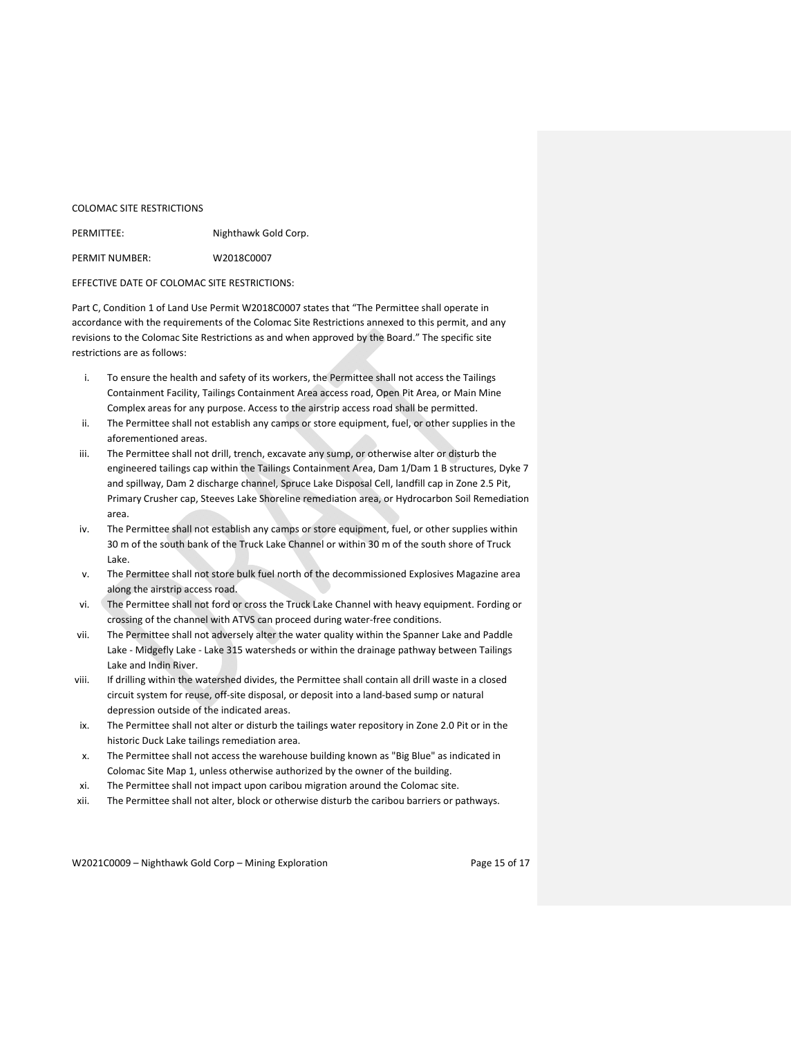COLOMAC SITE RESTRICTIONS

PERMITTEE: Nighthawk Gold Corp.

PERMIT NUMBER: W2018C0007

EFFECTIVE DATE OF COLOMAC SITE RESTRICTIONS:

Part C, Condition 1 of Land Use Permit W2018C0007 states that "The Permittee shall operate in accordance with the requirements of the Colomac Site Restrictions annexed to this permit, and any revisions to the Colomac Site Restrictions as and when approved by the Board." The specific site restrictions are as follows:

i. To ensure the health and safety of its workers, the Permittee shall not access the Tailings Containment Facility, Tailings Containment Area access road, Open Pit Area, or Main Mine Complex areas for any purpose. Access to the airstrip access road shall be permitted.

ii. The Permittee shall not establish any camps or store equipment, fuel, or other supplies in the aforementioned areas.

iii. The Permittee shall not drill, trench, excavate any sump, or otherwise alter or disturb the engineered tailings cap within the Tailings Containment Area, Dam 1/Dam 1 B structures, Dyke 7 and spillway, Dam 2 discharge channel, Spruce Lake Disposal Cell, landfill cap in Zone 2.5 Pit, Primary Crusher cap, Steeves Lake Shoreline remediation area, or Hydrocarbon Soil Remediation area.

iv. The Permittee shall not establish any camps or store equipment, fuel, or other supplies within 30 m of the south bank of the Truck Lake Channel or within 30 m of the south shore of Truck Lake.

v. The Permittee shall not store bulk fuel north of the decommissioned Explosives Magazine area along the airstrip access road.

vi. The Permittee shall not ford or cross the Truck Lake Channel with heavy equipment. Fording or crossing of the channel with ATVS can proceed during water-free conditions.

vii. The Permittee shall not adversely alter the water quality within the Spanner Lake and Paddle Lake - Midgefly Lake - Lake 315 watersheds or within the drainage pathway between Tailings Lake and Indin River.

viii. If drilling within the watershed divides, the Permittee shall contain all drill waste in a closed circuit system for reuse, off-site disposal, or deposit into a land-based sump or natural depression outside of the indicated areas.

ix. The Permittee shall not alter or disturb the tailings water repository in Zone 2.0 Pit or in the historic Duck Lake tailings remediation area.

x. The Permittee shall not access the warehouse building known as "Big Blue" as indicated in Colomac Site Map 1, unless otherwise authorized by the owner of the building.

xi. The Permittee shall not impact upon caribou migration around the Colomac site.

xii. The Permittee shall not alter, block or otherwise disturb the caribou barriers or pathways.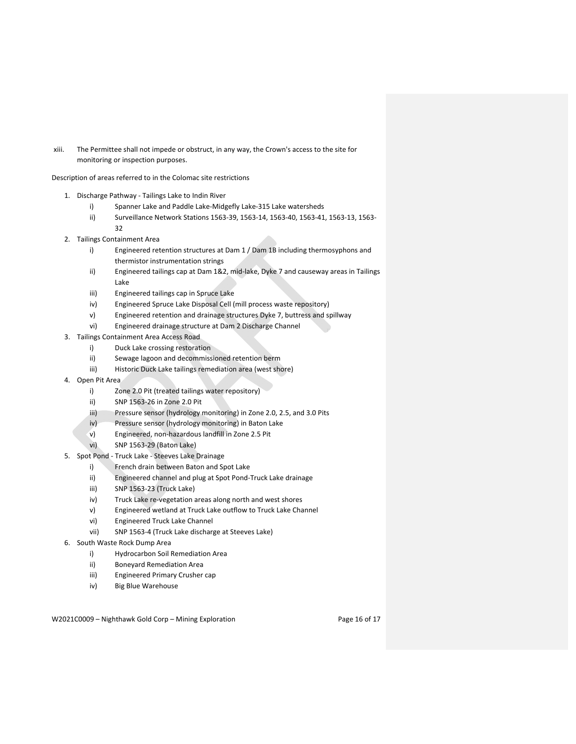xiii. The Permittee shall not impede or obstruct, in any way, the Crown's access to the site for monitoring or inspection purposes.

Description of areas referred to in the Colomac site restrictions

1. Discharge Pathway - Tailings Lake to Indin River
   - i) Spanner Lake and Paddle Lake-Midgefly Lake-315 Lake watersheds
   - ii) Surveillance Network Stations 1563-39, 1563-14, 1563-40, 1563-41, 1563-13, 1563-32
2. Tailings Containment Area
   - i) Engineered retention structures at Dam 1 / Dam 1B including thermosyphons and thermistor instrumentation strings
   - ii) Engineered tailings cap at Dam 1&2, mid-lake, Dyke 7 and causeway areas in Tailings Lake
   - iii) Engineered tailings cap in Spruce Lake
   - iv) Engineered Spruce Lake Disposal Cell (mill process waste repository)
   - v) Engineered retention and drainage structures Dyke 7, buttress and spillway
   - vi) Engineered drainage structure at Dam 2 Discharge Channel
3. Tailings Containment Area Access Road
   - i) Duck Lake crossing restoration
   - ii) Sewage lagoon and decommissioned retention berm
   - iii) Historic Duck Lake tailings remediation area (west shore)
4. Open Pit Area
   - i) Zone 2.0 Pit (treated tailings water repository)
   - ii) SNP 1563-26 in Zone 2.0 Pit
   - iii) Pressure sensor (hydrology monitoring) in Zone 2.0, 2.5, and 3.0 Pits
   - iv) Pressure sensor (hydrology monitoring) in Baton Lake
   - v) Engineered, non-hazardous landfill in Zone 2.5 Pit
   - vi) SNP 1563-29 (Baton Lake)
5. Spot Pond - Truck Lake - Steeves Lake Drainage
   - i) French drain between Baton and Spot Lake
   - ii) Engineered channel and plug at Spot Pond-Truck Lake drainage
   - iii) SNP 1563-23 (Truck Lake)
   - iv) Truck Lake re-vegetation areas along north and west shores
   - v) Engineered wetland at Truck Lake outflow to Truck Lake Channel
   - vi) Engineered Truck Lake Channel
   - vii) SNP 1563-4 (Truck Lake discharge at Steeves Lake)
6. South Waste Rock Dump Area
   - i) Hydrocarbon Soil Remediation Area
   - ii) Boneyard Remediation Area
   - iii) Engineered Primary Crusher cap
   - iv) Big Blue Warehouse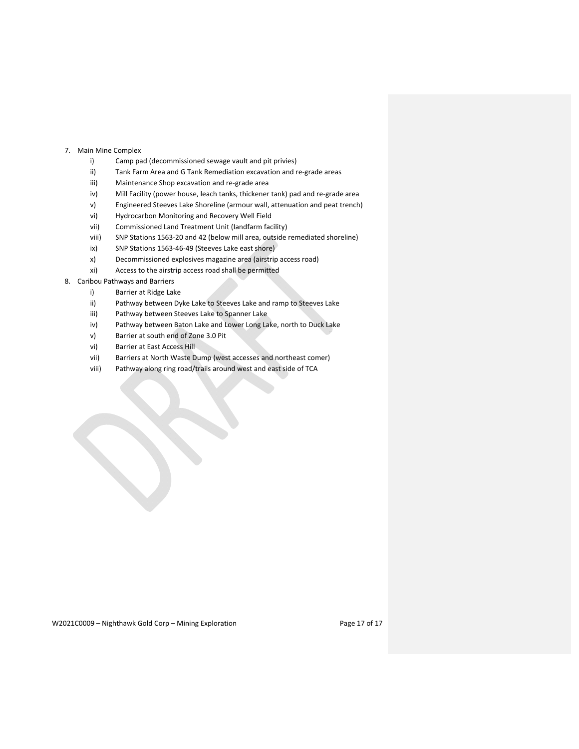7. Main Mine Complex
    i) Camp pad (decommissioned sewage vault and pit privies)
    ii) Tank Farm Area and G Tank Remediation excavation and re-grade areas
    iii) Maintenance Shop excavation and re-grade area
    iv) Mill Facility (power house, leach tanks, thickener tank) pad and re-grade area
    v) Engineered Steeves Lake Shoreline (armour wall, attenuation and peat trench)
    vi) Hydrocarbon Monitoring and Recovery Well Field
    vii) Commissioned Land Treatment Unit (landfarm facility)
    viii) SNP Stations 1563-20 and 42 (below mill area, outside remediated shoreline)
    ix) SNP Stations 1563-46-49 (Steeves Lake east shore)
    x) Decommissioned explosives magazine area (airstrip access road)
    xi) Access to the airstrip access road shall be permitted
8. Caribou Pathways and Barriers
    i) Barrier at Ridge Lake
    ii) Pathway between Dyke Lake to Steeves Lake and ramp to Steeves Lake
    iii) Pathway between Steeves Lake to Spanner Lake
    iv) Pathway between Baton Lake and Lower Long Lake, north to Duck Lake
    v) Barrier at south end of Zone 3.0 Pit
    vi) Barrier at East Access Hill
    vii) Barriers at North Waste Dump (west accesses and northeast comer)
    viii) Pathway along ring road/trails around west and east side of TCA